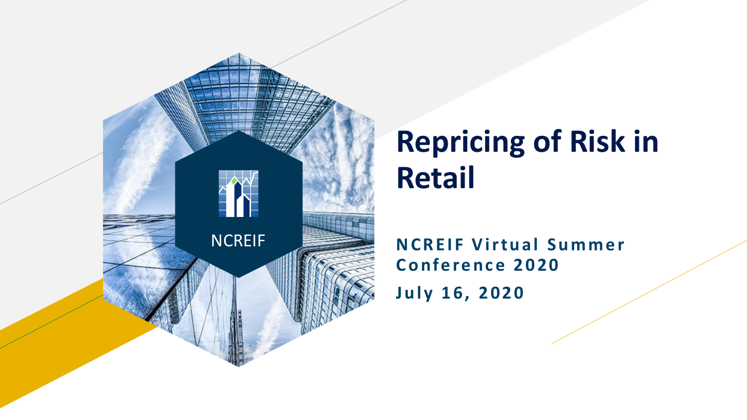# Repricing of Risk in Retail

**NCREIF Virtual Summer Conference 2020**

**July 16, 2020**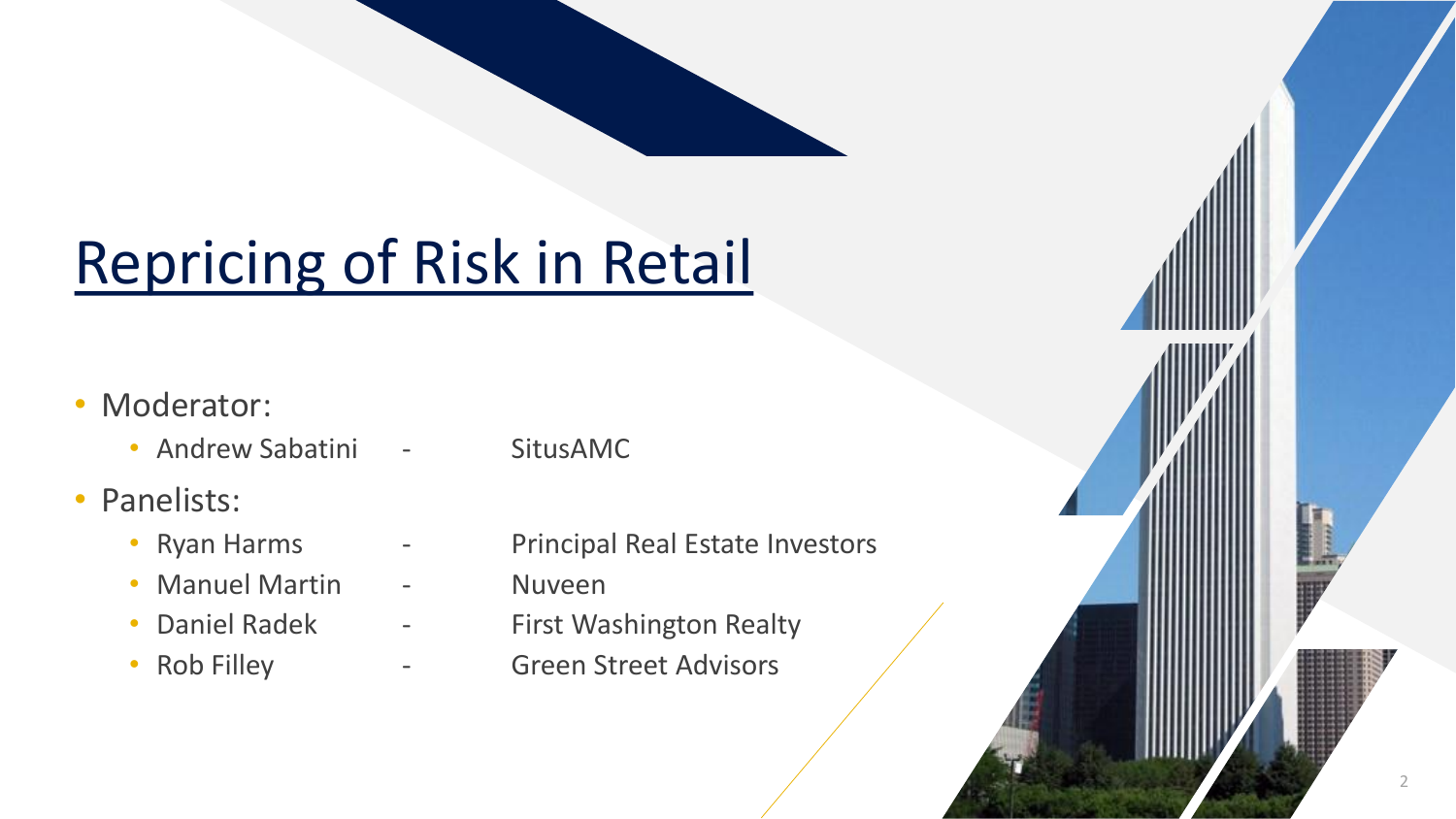# Repricing of Risk in Retail

- Moderator:
  - Andrew Sabatini - SitusAMC
- Panelists:
  - Ryan Harms - Principal Real Estate Investors
  - Manuel Martin - Nuveen
  - Daniel Radek - First Washington Realty
  - Rob Filley - Green Street Advisors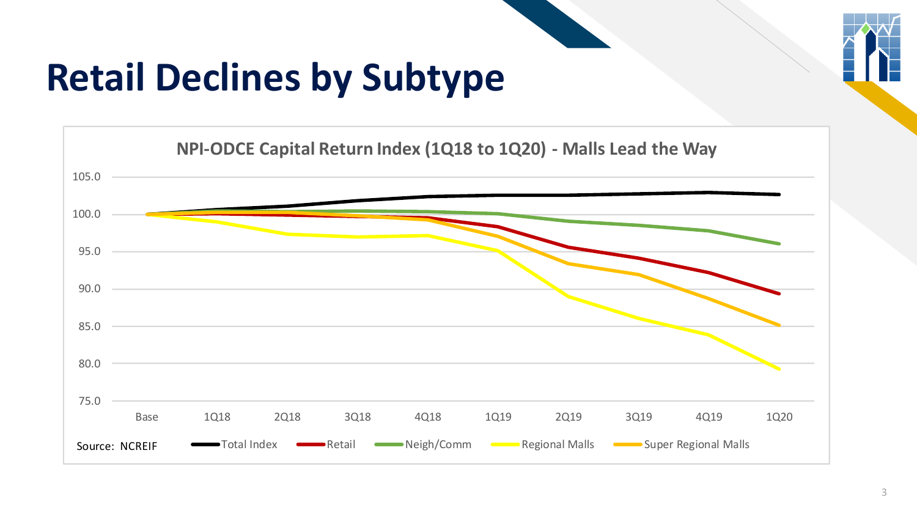# Retail Declines by Subtype

**NPI-ODCE Capital Return Index (1Q18 to 1Q20) - Malls Lead the Way**

Source: NCREIF

Legend: Total Index, Retail, Neigh/Comm, Regional Malls, Super Regional Malls

Y-axis: 75.0, 80.0, 85.0, 90.0, 95.0, 100.0, 105.0

X-axis: Base, 1Q18, 2Q18, 3Q18, 4Q18, 1Q19, 2Q19, 3Q19, 4Q19, 1Q20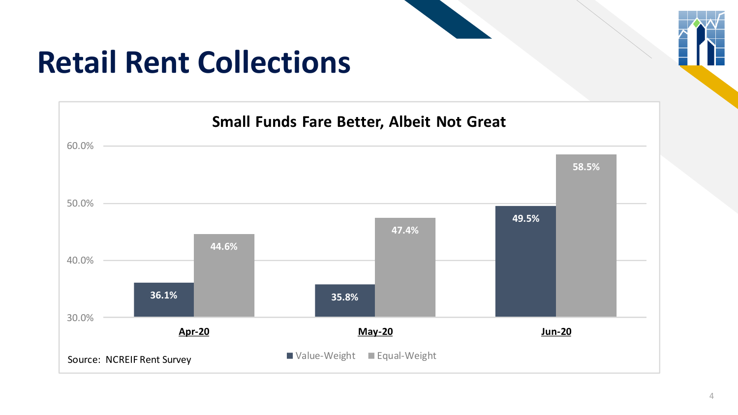# Retail Rent Collections

**Small Funds Fare Better, Albeit Not Great**

| | Value-Weight | Equal-Weight |
|---|---|---|
| Apr-20 | 36.1% | 44.6% |
| May-20 | 35.8% | 47.4% |
| Jun-20 | 49.5% | 58.5% |

Source: NCREIF Rent Survey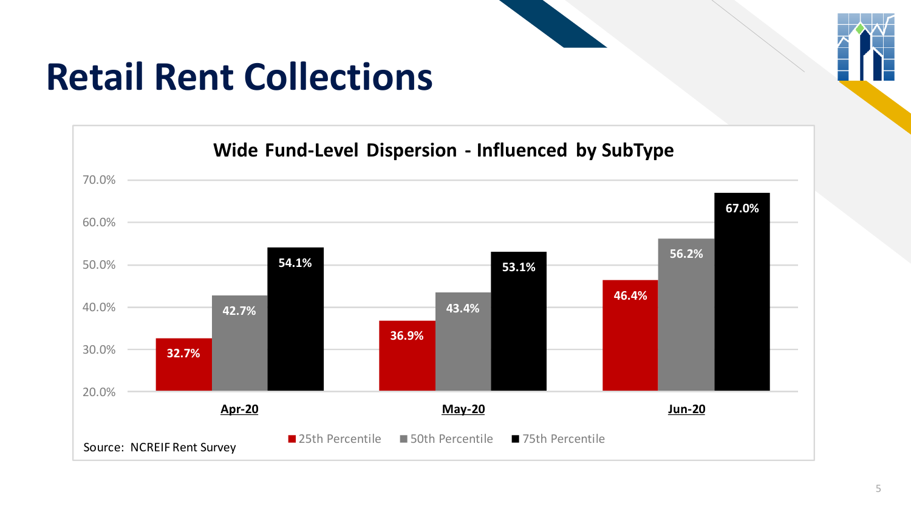# Retail Rent Collections

## Wide Fund-Level Dispersion - Influenced by SubType

| | 25th Percentile | 50th Percentile | 75th Percentile |
|---|---|---|---|
| Apr-20 | 32.7% | 42.7% | 54.1% |
| May-20 | 36.9% | 43.4% | 53.1% |
| Jun-20 | 46.4% | 56.2% | 67.0% |

Source: NCREIF Rent Survey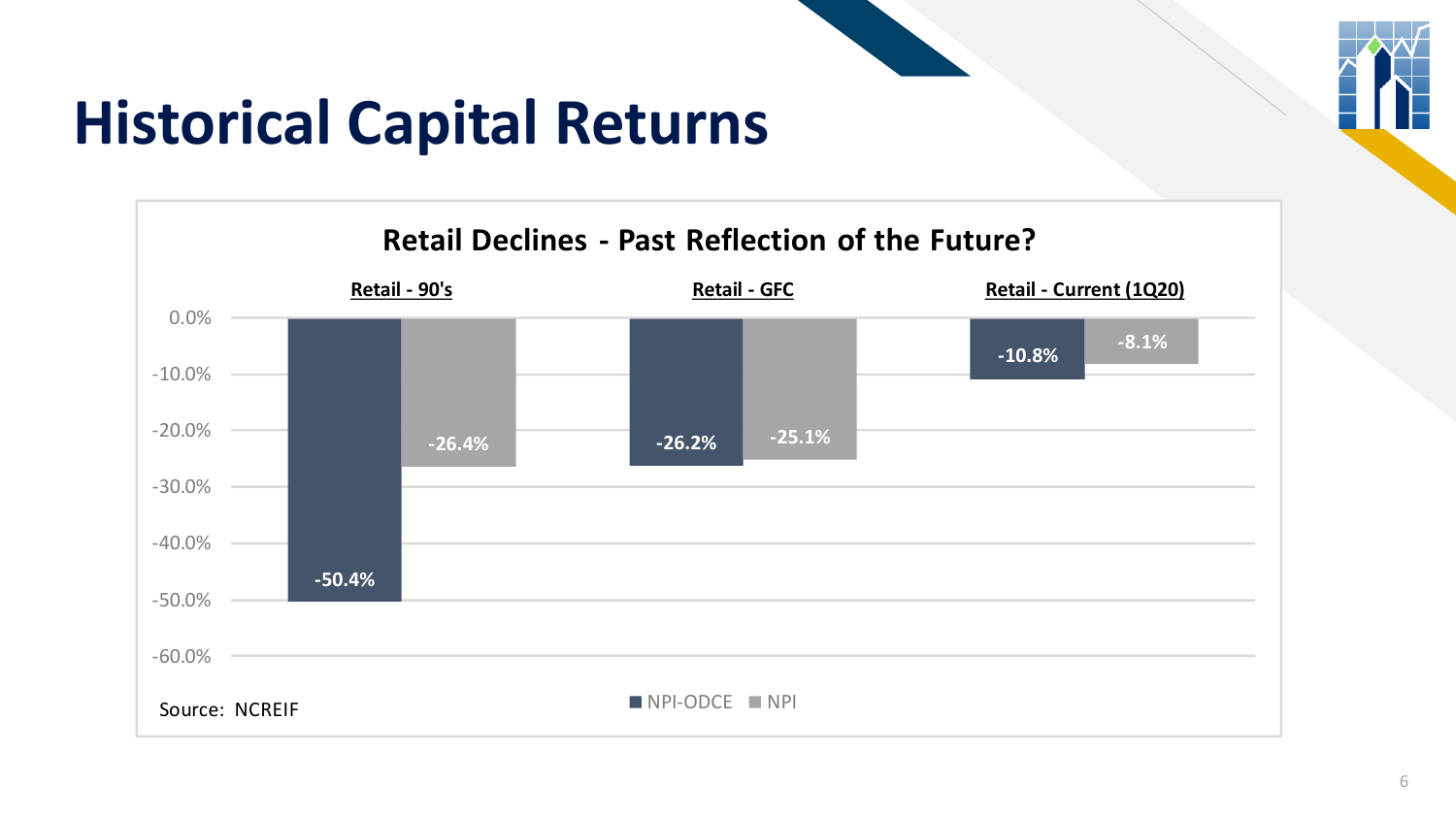# Historical Capital Returns

**Retail Declines - Past Reflection of the Future?**

Retail - 90's

Retail - GFC

Retail - Current (1Q20)

0.0%
-10.0%
-20.0%
-30.0%
-40.0%
-50.0%
-60.0%

-50.4%
-26.4%
-26.2%
-25.1%
-10.8%
-8.1%

NPI-ODCE NPI

Source: NCREIF